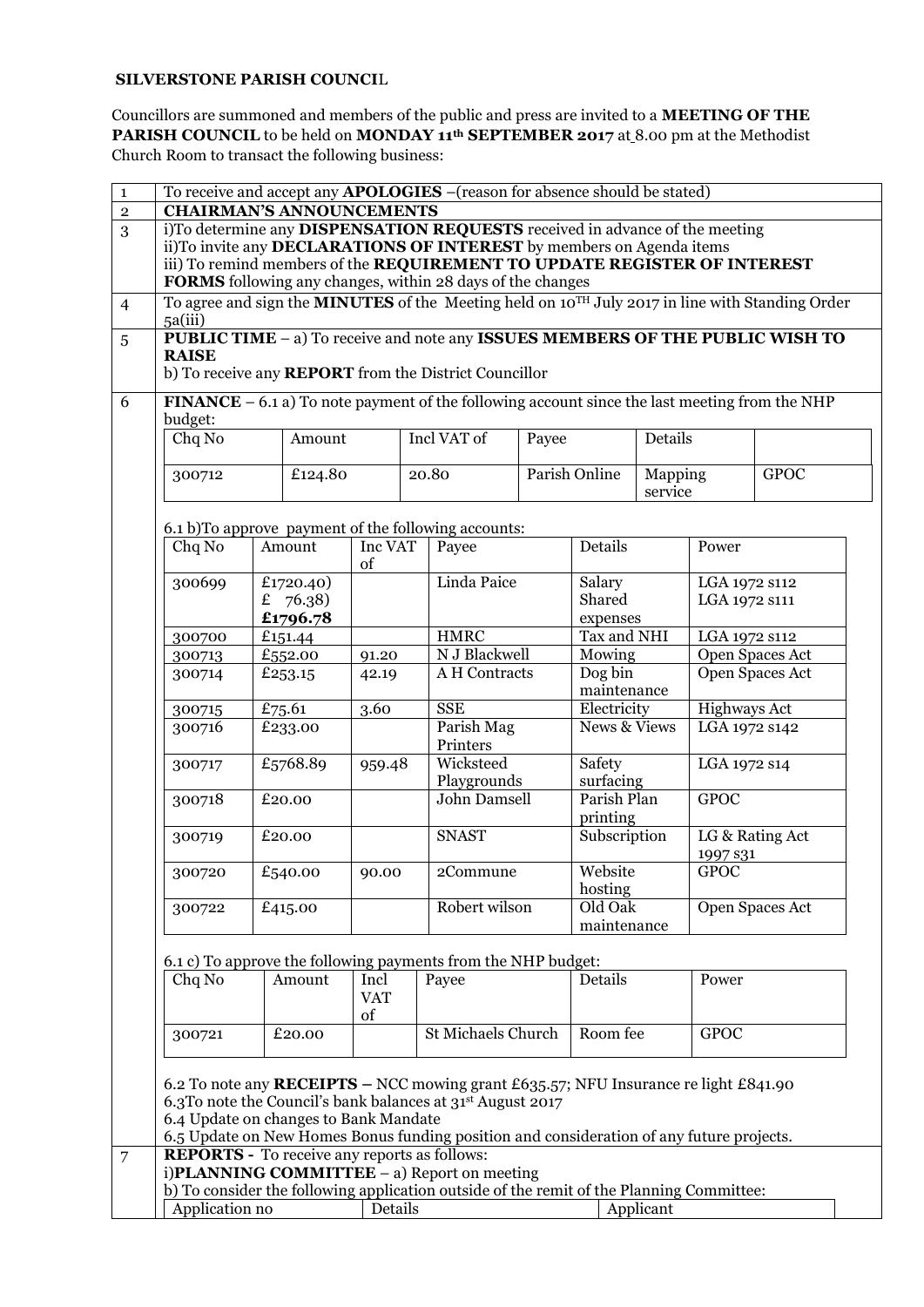**SILVERSTONE PARISH COUNCIL**

Councillors are summoned and members of the public and press are invited to a **MEETING OF THE PARISH COUNCIL** to be held on **MONDAY 11th SEPTEMBER 2017** at 8.00 pm at the Methodist Church Room to transact the following business:

1. To receive and accept any **APOLOGIES** –(reason for absence should be stated)

2. **CHAIRMAN'S ANNOUNCEMENTS**

3. i)To determine any **DISPENSATION REQUESTS** received in advance of the meeting
   ii)To invite any **DECLARATIONS OF INTEREST** by members on Agenda items
   iii) To remind members of the **REQUIREMENT TO UPDATE REGISTER OF INTEREST FORMS** following any changes, within 28 days of the changes

4. To agree and sign the **MINUTES** of the Meeting held on 10TH July 2017 in line with Standing Order 5a(iii)

5. **PUBLIC TIME** – a) To receive and note any **ISSUES MEMBERS OF THE PUBLIC WISH TO RAISE**
   b) To receive any **REPORT** from the District Councillor

6. **FINANCE** – 6.1 a) To note payment of the following account since the last meeting from the NHP budget:

| Chq No | Amount | Incl VAT of | Payee | Details | |
|---|---|---|---|---|---|
| 300712 | £124.80 | 20.80 | Parish Online | Mapping service | GPOC |

6.1 b)To approve payment of the following accounts:

| Chq No | Amount | Inc VAT of | Payee | Details | Power |
|---|---|---|---|---|---|
| 300699 | £1720.40)<br>£ 76.38)<br>**£1796.78** | | Linda Paice | Salary<br>Shared expenses | LGA 1972 s112<br>LGA 1972 s111 |
| 300700 | £151.44 | | HMRC | Tax and NHI | LGA 1972 s112 |
| 300713 | £552.00 | 91.20 | N J Blackwell | Mowing | Open Spaces Act |
| 300714 | £253.15 | 42.19 | A H Contracts | Dog bin maintenance | Open Spaces Act |
| 300715 | £75.61 | 3.60 | SSE | Electricity | Highways Act |
| 300716 | £233.00 | | Parish Mag Printers | News & Views | LGA 1972 s142 |
| 300717 | £5768.89 | 959.48 | Wicksteed Playgrounds | Safety surfacing | LGA 1972 s14 |
| 300718 | £20.00 | | John Damsell | Parish Plan printing | GPOC |
| 300719 | £20.00 | | SNAST | Subscription | LG & Rating Act 1997 s31 |
| 300720 | £540.00 | 90.00 | 2Commune | Website hosting | GPOC |
| 300722 | £415.00 | | Robert wilson | Old Oak maintenance | Open Spaces Act |

6.1 c) To approve the following payments from the NHP budget:

| Chq No | Amount | Incl VAT of | Payee | Details | Power |
|---|---|---|---|---|---|
| 300721 | £20.00 | | St Michaels Church | Room fee | GPOC |

6.2 To note any **RECEIPTS –** NCC mowing grant £635.57; NFU Insurance re light £841.90
6.3To note the Council's bank balances at 31st August 2017
6.4 Update on changes to Bank Mandate
6.5 Update on New Homes Bonus funding position and consideration of any future projects.

7. **REPORTS -** To receive any reports as follows:
   i)**PLANNING COMMITTEE** – a) Report on meeting
   b) To consider the following application outside of the remit of the Planning Committee:

| Application no | Details | Applicant |
|---|---|---|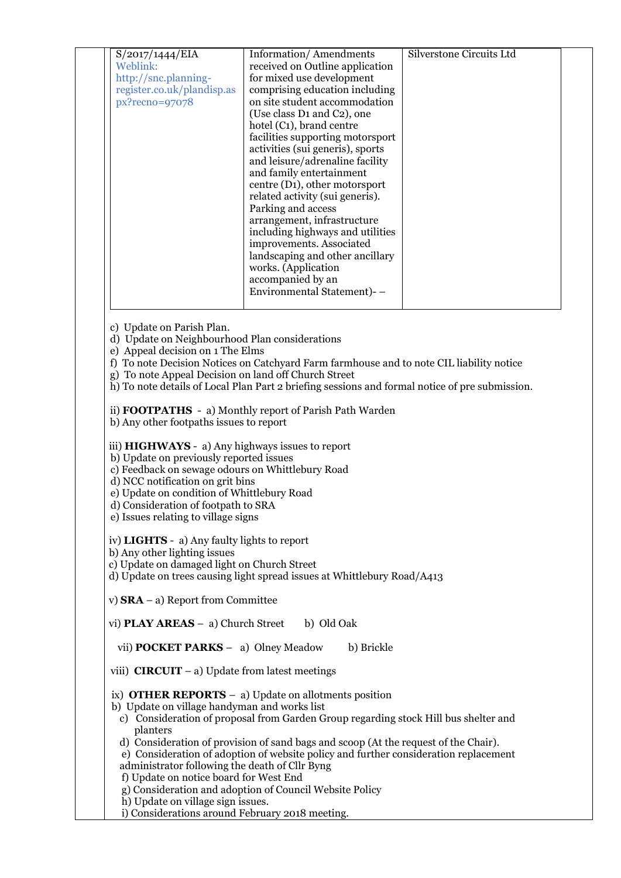| | | |
|---|---|---|
| S/2017/1444/EIA Weblink: http://snc.planning-register.co.uk/plandisp.aspx?recno=97078 | Information/ Amendments received on Outline application for mixed use development comprising education including on site student accommodation (Use class D1 and C2), one hotel (C1), brand centre facilities supporting motorsport activities (sui generis), sports and leisure/adrenaline facility and family entertainment centre (D1), other motorsport related activity (sui generis). Parking and access arrangement, infrastructure including highways and utilities improvements. Associated landscaping and other ancillary works. (Application accompanied by an Environmental Statement)- – | Silverstone Circuits Ltd |

c) Update on Parish Plan.
d) Update on Neighbourhood Plan considerations
e) Appeal decision on 1 The Elms
f) To note Decision Notices on Catchyard Farm farmhouse and to note CIL liability notice
g) To note Appeal Decision on land off Church Street
h) To note details of Local Plan Part 2 briefing sessions and formal notice of pre submission.

ii) **FOOTPATHS** - a) Monthly report of Parish Path Warden
b) Any other footpaths issues to report

iii) **HIGHWAYS** - a) Any highways issues to report
b) Update on previously reported issues
c) Feedback on sewage odours on Whittlebury Road
d) NCC notification on grit bins
e) Update on condition of Whittlebury Road
d) Consideration of footpath to SRA
e) Issues relating to village signs

iv) **LIGHTS** - a) Any faulty lights to report
b) Any other lighting issues
c) Update on damaged light on Church Street
d) Update on trees causing light spread issues at Whittlebury Road/A413

v) **SRA** – a) Report from Committee

vi) **PLAY AREAS** – a) Church Street b) Old Oak

vii) **POCKET PARKS** – a) Olney Meadow b) Brickle

viii) **CIRCUIT** – a) Update from latest meetings

ix) **OTHER REPORTS** – a) Update on allotments position
b) Update on village handyman and works list
c) Consideration of proposal from Garden Group regarding stock Hill bus shelter and planters
d) Consideration of provision of sand bags and scoop (At the request of the Chair).
e) Consideration of adoption of website policy and further consideration replacement administrator following the death of Cllr Byng
f) Update on notice board for West End
g) Consideration and adoption of Council Website Policy
h) Update on village sign issues.
i) Considerations around February 2018 meeting.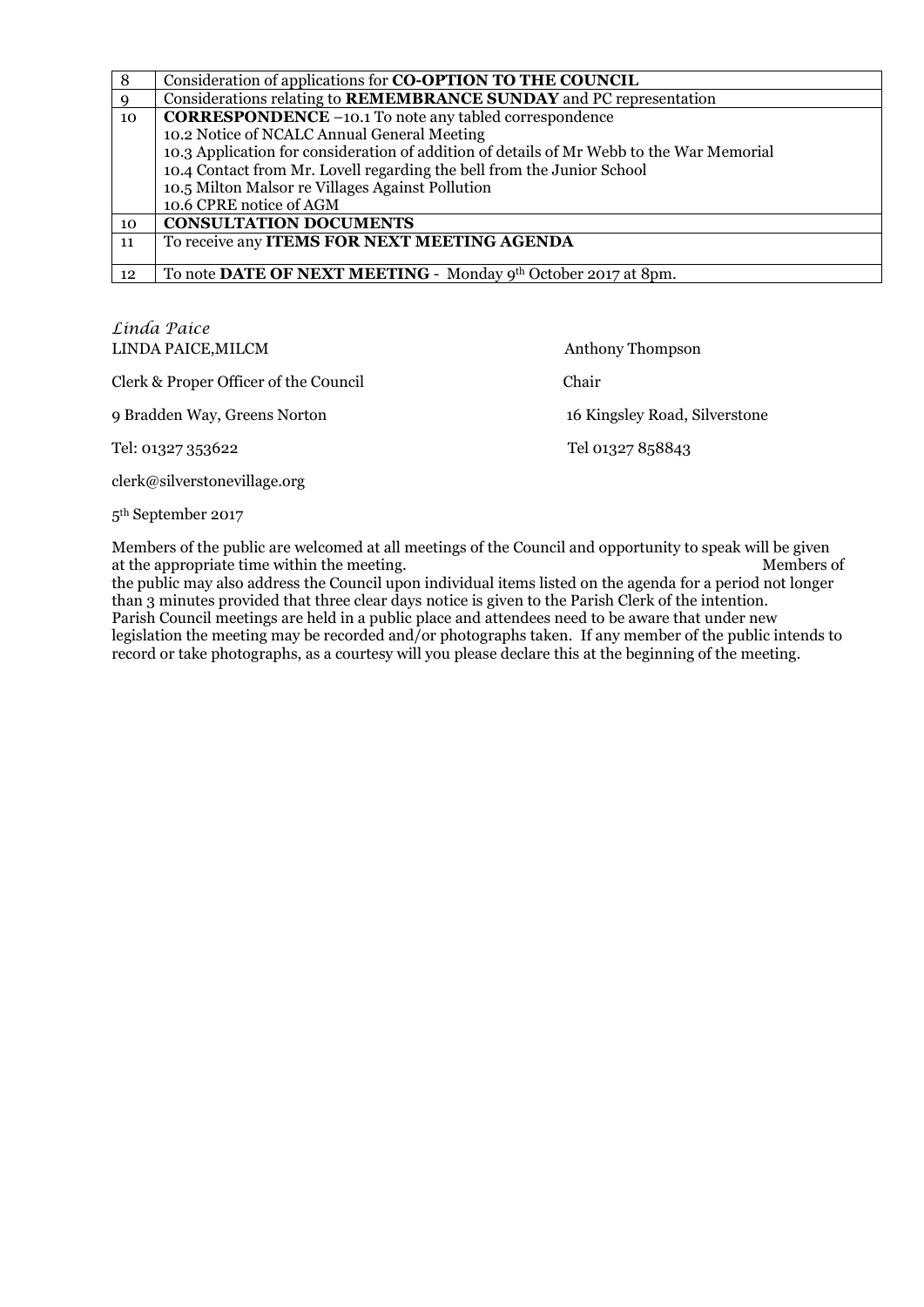| | |
|---|---|
| 8 | Consideration of applications for **CO-OPTION TO THE COUNCIL** |
| 9 | Considerations relating to **REMEMBRANCE SUNDAY** and PC representation |
| 10 | **CORRESPONDENCE** –10.1 To note any tabled correspondence<br>10.2 Notice of NCALC Annual General Meeting<br>10.3 Application for consideration of addition of details of Mr Webb to the War Memorial<br>10.4 Contact from Mr. Lovell regarding the bell from the Junior School<br>10.5 Milton Malsor re Villages Against Pollution<br>10.6 CPRE notice of AGM |
| 10 | **CONSULTATION DOCUMENTS** |
| 11 | To receive any **ITEMS FOR NEXT MEETING AGENDA** |
| 12 | To note **DATE OF NEXT MEETING** - Monday 9th October 2017 at 8pm. |

*Linda Paice*

LINDA PAICE,MILCM

Clerk & Proper Officer of the Council

9 Bradden Way, Greens Norton

Tel: 01327 353622

clerk@silverstonevillage.org

Anthony Thompson

Chair

16 Kingsley Road, Silverstone

Tel 01327 858843

5th September 2017

Members of the public are welcomed at all meetings of the Council and opportunity to speak will be given at the appropriate time within the meeting. Members of the public may also address the Council upon individual items listed on the agenda for a period not longer than 3 minutes provided that three clear days notice is given to the Parish Clerk of the intention.
Parish Council meetings are held in a public place and attendees need to be aware that under new legislation the meeting may be recorded and/or photographs taken. If any member of the public intends to record or take photographs, as a courtesy will you please declare this at the beginning of the meeting.